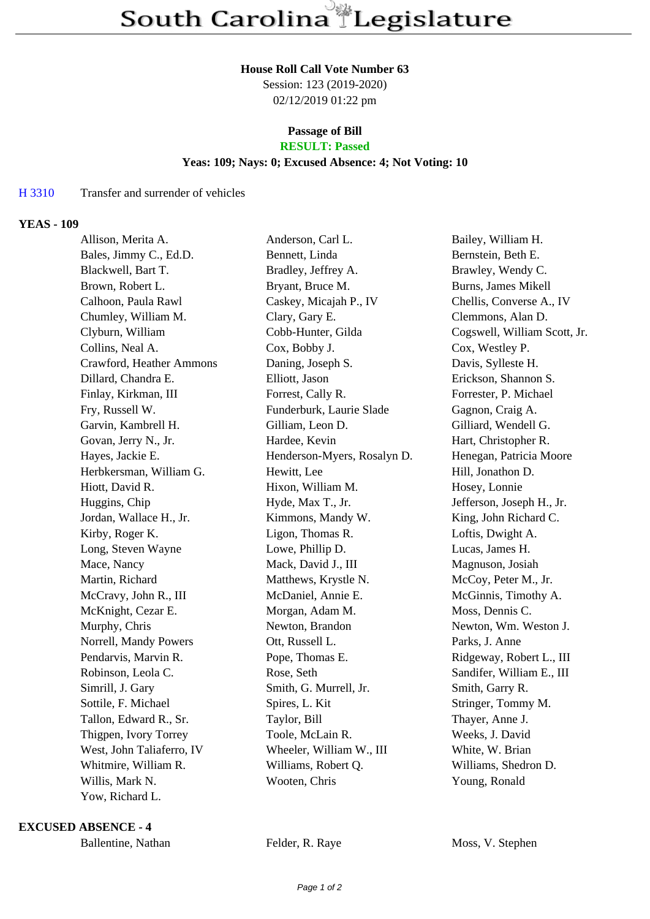# South Carolina Legislature

**House Roll Call Vote Number 63**
Session: 123 (2019-2020)
02/12/2019 01:22 pm

**Passage of Bill**
**RESULT: Passed**
**Yeas: 109; Nays: 0; Excused Absence: 4; Not Voting: 10**

H 3310 Transfer and surrender of vehicles

## YEAS - 109

| | | |
|---|---|---|
| Allison, Merita A. | Anderson, Carl L. | Bailey, William H. |
| Bales, Jimmy C., Ed.D. | Bennett, Linda | Bernstein, Beth E. |
| Blackwell, Bart T. | Bradley, Jeffrey A. | Brawley, Wendy C. |
| Brown, Robert L. | Bryant, Bruce M. | Burns, James Mikell |
| Calhoon, Paula Rawl | Caskey, Micajah P., IV | Chellis, Converse A., IV |
| Chumley, William M. | Clary, Gary E. | Clemmons, Alan D. |
| Clyburn, William | Cobb-Hunter, Gilda | Cogswell, William Scott, Jr. |
| Collins, Neal A. | Cox, Bobby J. | Cox, Westley P. |
| Crawford, Heather Ammons | Daning, Joseph S. | Davis, Sylleste H. |
| Dillard, Chandra E. | Elliott, Jason | Erickson, Shannon S. |
| Finlay, Kirkman, III | Forrest, Cally R. | Forrester, P. Michael |
| Fry, Russell W. | Funderburk, Laurie Slade | Gagnon, Craig A. |
| Garvin, Kambrell H. | Gilliam, Leon D. | Gilliard, Wendell G. |
| Govan, Jerry N., Jr. | Hardee, Kevin | Hart, Christopher R. |
| Hayes, Jackie E. | Henderson-Myers, Rosalyn D. | Henegan, Patricia Moore |
| Herbkersman, William G. | Hewitt, Lee | Hill, Jonathon D. |
| Hiott, David R. | Hixon, William M. | Hosey, Lonnie |
| Huggins, Chip | Hyde, Max T., Jr. | Jefferson, Joseph H., Jr. |
| Jordan, Wallace H., Jr. | Kimmons, Mandy W. | King, John Richard C. |
| Kirby, Roger K. | Ligon, Thomas R. | Loftis, Dwight A. |
| Long, Steven Wayne | Lowe, Phillip D. | Lucas, James H. |
| Mace, Nancy | Mack, David J., III | Magnuson, Josiah |
| Martin, Richard | Matthews, Krystle N. | McCoy, Peter M., Jr. |
| McCravy, John R., III | McDaniel, Annie E. | McGinnis, Timothy A. |
| McKnight, Cezar E. | Morgan, Adam M. | Moss, Dennis C. |
| Murphy, Chris | Newton, Brandon | Newton, Wm. Weston J. |
| Norrell, Mandy Powers | Ott, Russell L. | Parks, J. Anne |
| Pendarvis, Marvin R. | Pope, Thomas E. | Ridgeway, Robert L., III |
| Robinson, Leola C. | Rose, Seth | Sandifer, William E., III |
| Simrill, J. Gary | Smith, G. Murrell, Jr. | Smith, Garry R. |
| Sottile, F. Michael | Spires, L. Kit | Stringer, Tommy M. |
| Tallon, Edward R., Sr. | Taylor, Bill | Thayer, Anne J. |
| Thigpen, Ivory Torrey | Toole, McLain R. | Weeks, J. David |
| West, John Taliaferro, IV | Wheeler, William W., III | White, W. Brian |
| Whitmire, William R. | Williams, Robert Q. | Williams, Shedron D. |
| Willis, Mark N. | Wooten, Chris | Young, Ronald |
| Yow, Richard L. | | |

## EXCUSED ABSENCE - 4

| | | |
|---|---|---|
| Ballentine, Nathan | Felder, R. Raye | Moss, V. Stephen |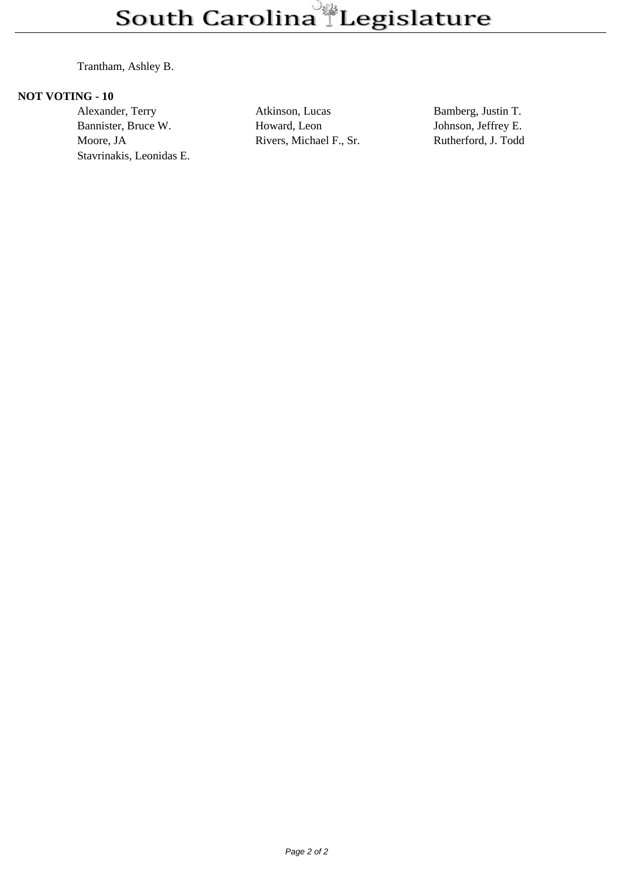Trantham, Ashley B.

**NOT VOTING - 10**

| | | |
|---|---|---|
| Alexander, Terry | Atkinson, Lucas | Bamberg, Justin T. |
| Bannister, Bruce W. | Howard, Leon | Johnson, Jeffrey E. |
| Moore, JA | Rivers, Michael F., Sr. | Rutherford, J. Todd |
| Stavrinakis, Leonidas E. | | |